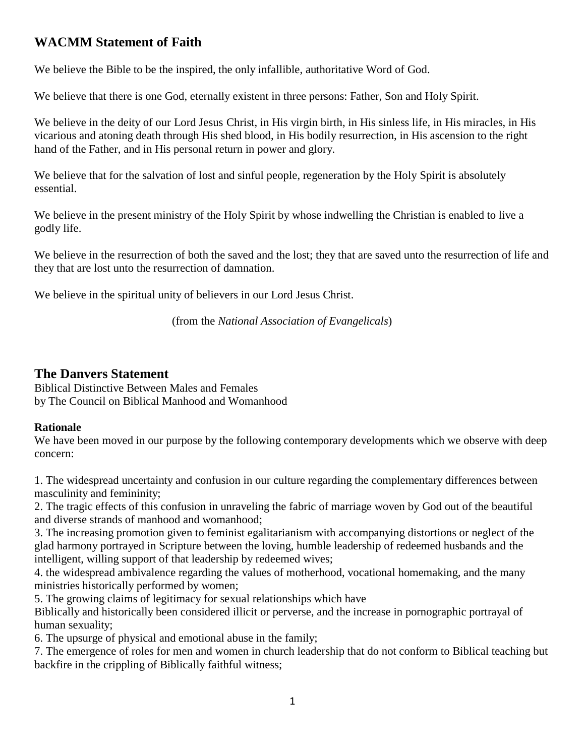## WACMM Statement of Faith

We believe the Bible to be the inspired, the only infallible, authoritative Word of God.

We believe that there is one God, eternally existent in three persons: Father, Son and Holy Spirit.

We believe in the deity of our Lord Jesus Christ, in His virgin birth, in His sinless life, in His miracles, in His vicarious and atoning death through His shed blood, in His bodily resurrection, in His ascension to the right hand of the Father, and in His personal return in power and glory.

We believe that for the salvation of lost and sinful people, regeneration by the Holy Spirit is absolutely essential.

We believe in the present ministry of the Holy Spirit by whose indwelling the Christian is enabled to live a godly life.

We believe in the resurrection of both the saved and the lost; they that are saved unto the resurrection of life and they that are lost unto the resurrection of damnation.

We believe in the spiritual unity of believers in our Lord Jesus Christ.

(from the *National Association of Evangelicals*)

## The Danvers Statement

Biblical Distinctive Between Males and Females
by The Council on Biblical Manhood and Womanhood

**Rationale**

We have been moved in our purpose by the following contemporary developments which we observe with deep concern:

1. The widespread uncertainty and confusion in our culture regarding the complementary differences between masculinity and femininity;
2. The tragic effects of this confusion in unraveling the fabric of marriage woven by God out of the beautiful and diverse strands of manhood and womanhood;
3. The increasing promotion given to feminist egalitarianism with accompanying distortions or neglect of the glad harmony portrayed in Scripture between the loving, humble leadership of redeemed husbands and the intelligent, willing support of that leadership by redeemed wives;
4. the widespread ambivalence regarding the values of motherhood, vocational homemaking, and the many ministries historically performed by women;
5. The growing claims of legitimacy for sexual relationships which have Biblically and historically been considered illicit or perverse, and the increase in pornographic portrayal of human sexuality;
6. The upsurge of physical and emotional abuse in the family;
7. The emergence of roles for men and women in church leadership that do not conform to Biblical teaching but backfire in the crippling of Biblically faithful witness;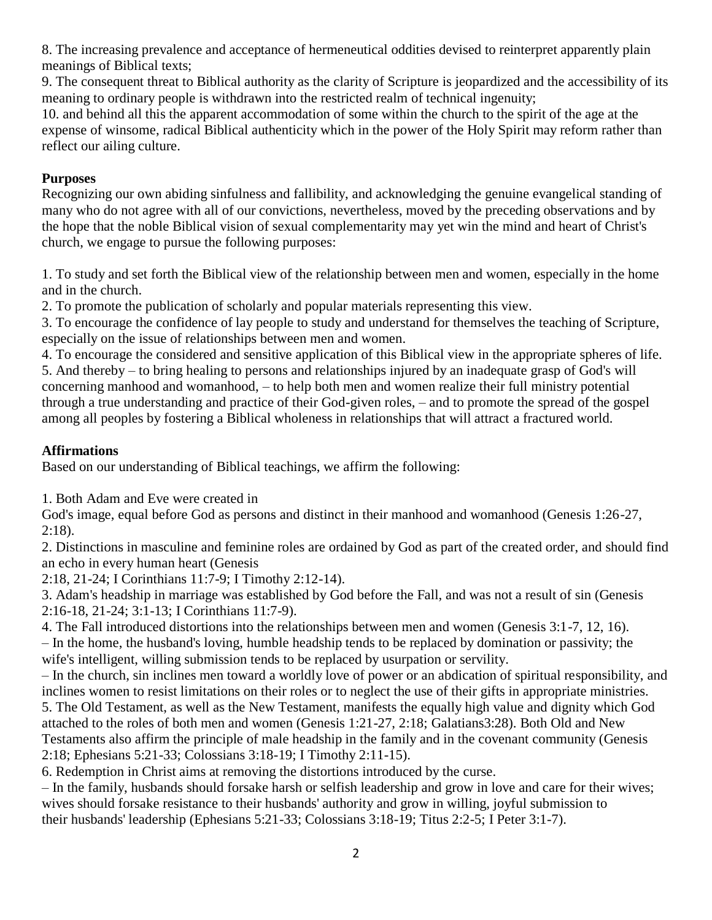8. The increasing prevalence and acceptance of hermeneutical oddities devised to reinterpret apparently plain meanings of Biblical texts;

9. The consequent threat to Biblical authority as the clarity of Scripture is jeopardized and the accessibility of its meaning to ordinary people is withdrawn into the restricted realm of technical ingenuity;

10. and behind all this the apparent accommodation of some within the church to the spirit of the age at the expense of winsome, radical Biblical authenticity which in the power of the Holy Spirit may reform rather than reflect our ailing culture.

**Purposes**

Recognizing our own abiding sinfulness and fallibility, and acknowledging the genuine evangelical standing of many who do not agree with all of our convictions, nevertheless, moved by the preceding observations and by the hope that the noble Biblical vision of sexual complementarity may yet win the mind and heart of Christ's church, we engage to pursue the following purposes:

1. To study and set forth the Biblical view of the relationship between men and women, especially in the home and in the church.
2. To promote the publication of scholarly and popular materials representing this view.
3. To encourage the confidence of lay people to study and understand for themselves the teaching of Scripture, especially on the issue of relationships between men and women.
4. To encourage the considered and sensitive application of this Biblical view in the appropriate spheres of life.
5. And thereby – to bring healing to persons and relationships injured by an inadequate grasp of God's will concerning manhood and womanhood, – to help both men and women realize their full ministry potential through a true understanding and practice of their God-given roles, – and to promote the spread of the gospel among all peoples by fostering a Biblical wholeness in relationships that will attract a fractured world.

**Affirmations**

Based on our understanding of Biblical teachings, we affirm the following:

1. Both Adam and Eve were created in God's image, equal before God as persons and distinct in their manhood and womanhood (Genesis 1:26-27, 2:18).
2. Distinctions in masculine and feminine roles are ordained by God as part of the created order, and should find an echo in every human heart (Genesis 2:18, 21-24; I Corinthians 11:7-9; I Timothy 2:12-14).
3. Adam's headship in marriage was established by God before the Fall, and was not a result of sin (Genesis 2:16-18, 21-24; 3:1-13; I Corinthians 11:7-9).
4. The Fall introduced distortions into the relationships between men and women (Genesis 3:1-7, 12, 16).
– In the home, the husband's loving, humble headship tends to be replaced by domination or passivity; the wife's intelligent, willing submission tends to be replaced by usurpation or servility.
– In the church, sin inclines men toward a worldly love of power or an abdication of spiritual responsibility, and inclines women to resist limitations on their roles or to neglect the use of their gifts in appropriate ministries.
5. The Old Testament, as well as the New Testament, manifests the equally high value and dignity which God attached to the roles of both men and women (Genesis 1:21-27, 2:18; Galatians3:28). Both Old and New Testaments also affirm the principle of male headship in the family and in the covenant community (Genesis 2:18; Ephesians 5:21-33; Colossians 3:18-19; I Timothy 2:11-15).
6. Redemption in Christ aims at removing the distortions introduced by the curse.
– In the family, husbands should forsake harsh or selfish leadership and grow in love and care for their wives; wives should forsake resistance to their husbands' authority and grow in willing, joyful submission to their husbands' leadership (Ephesians 5:21-33; Colossians 3:18-19; Titus 2:2-5; I Peter 3:1-7).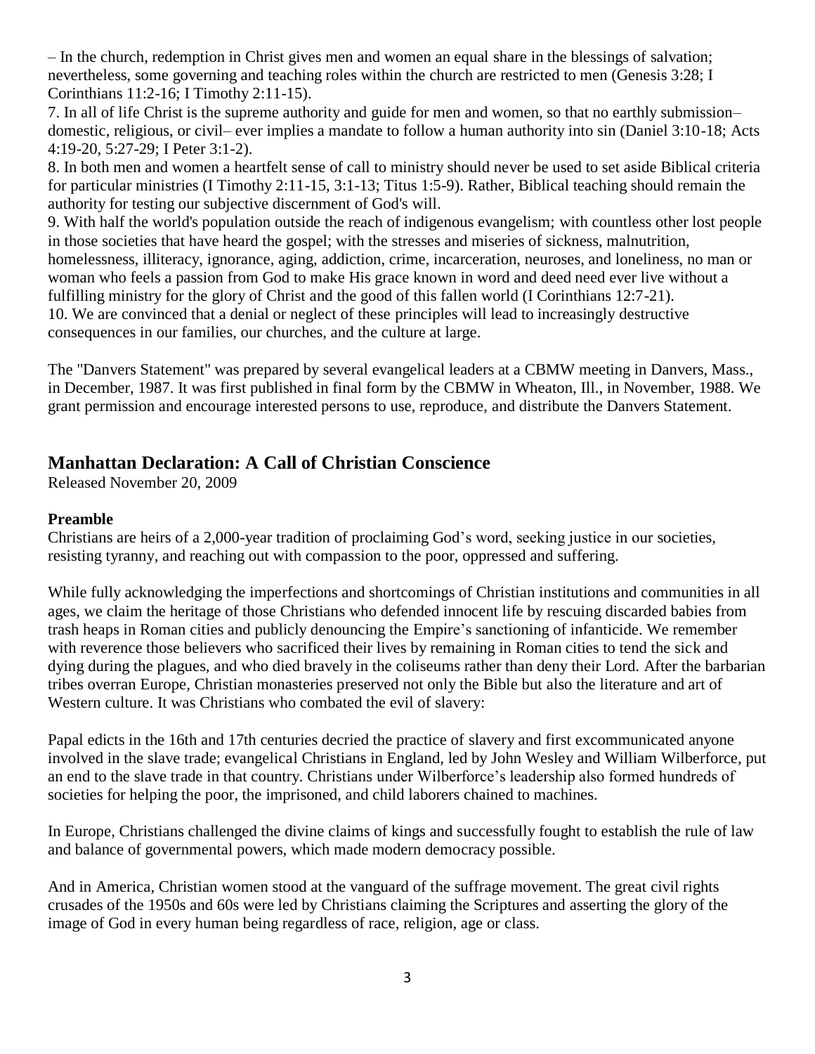– In the church, redemption in Christ gives men and women an equal share in the blessings of salvation; nevertheless, some governing and teaching roles within the church are restricted to men (Genesis 3:28; I Corinthians 11:2-16; I Timothy 2:11-15).

7. In all of life Christ is the supreme authority and guide for men and women, so that no earthly submission– domestic, religious, or civil– ever implies a mandate to follow a human authority into sin (Daniel 3:10-18; Acts 4:19-20, 5:27-29; I Peter 3:1-2).

8. In both men and women a heartfelt sense of call to ministry should never be used to set aside Biblical criteria for particular ministries (I Timothy 2:11-15, 3:1-13; Titus 1:5-9). Rather, Biblical teaching should remain the authority for testing our subjective discernment of God's will.

9. With half the world's population outside the reach of indigenous evangelism; with countless other lost people in those societies that have heard the gospel; with the stresses and miseries of sickness, malnutrition, homelessness, illiteracy, ignorance, aging, addiction, crime, incarceration, neuroses, and loneliness, no man or woman who feels a passion from God to make His grace known in word and deed need ever live without a fulfilling ministry for the glory of Christ and the good of this fallen world (I Corinthians 12:7-21).

10. We are convinced that a denial or neglect of these principles will lead to increasingly destructive consequences in our families, our churches, and the culture at large.

The "Danvers Statement" was prepared by several evangelical leaders at a CBMW meeting in Danvers, Mass., in December, 1987. It was first published in final form by the CBMW in Wheaton, Ill., in November, 1988. We grant permission and encourage interested persons to use, reproduce, and distribute the Danvers Statement.

## Manhattan Declaration: A Call of Christian Conscience

Released November 20, 2009

### Preamble

Christians are heirs of a 2,000-year tradition of proclaiming God's word, seeking justice in our societies, resisting tyranny, and reaching out with compassion to the poor, oppressed and suffering.

While fully acknowledging the imperfections and shortcomings of Christian institutions and communities in all ages, we claim the heritage of those Christians who defended innocent life by rescuing discarded babies from trash heaps in Roman cities and publicly denouncing the Empire's sanctioning of infanticide. We remember with reverence those believers who sacrificed their lives by remaining in Roman cities to tend the sick and dying during the plagues, and who died bravely in the coliseums rather than deny their Lord. After the barbarian tribes overran Europe, Christian monasteries preserved not only the Bible but also the literature and art of Western culture. It was Christians who combated the evil of slavery:

Papal edicts in the 16th and 17th centuries decried the practice of slavery and first excommunicated anyone involved in the slave trade; evangelical Christians in England, led by John Wesley and William Wilberforce, put an end to the slave trade in that country. Christians under Wilberforce's leadership also formed hundreds of societies for helping the poor, the imprisoned, and child laborers chained to machines.

In Europe, Christians challenged the divine claims of kings and successfully fought to establish the rule of law and balance of governmental powers, which made modern democracy possible.

And in America, Christian women stood at the vanguard of the suffrage movement. The great civil rights crusades of the 1950s and 60s were led by Christians claiming the Scriptures and asserting the glory of the image of God in every human being regardless of race, religion, age or class.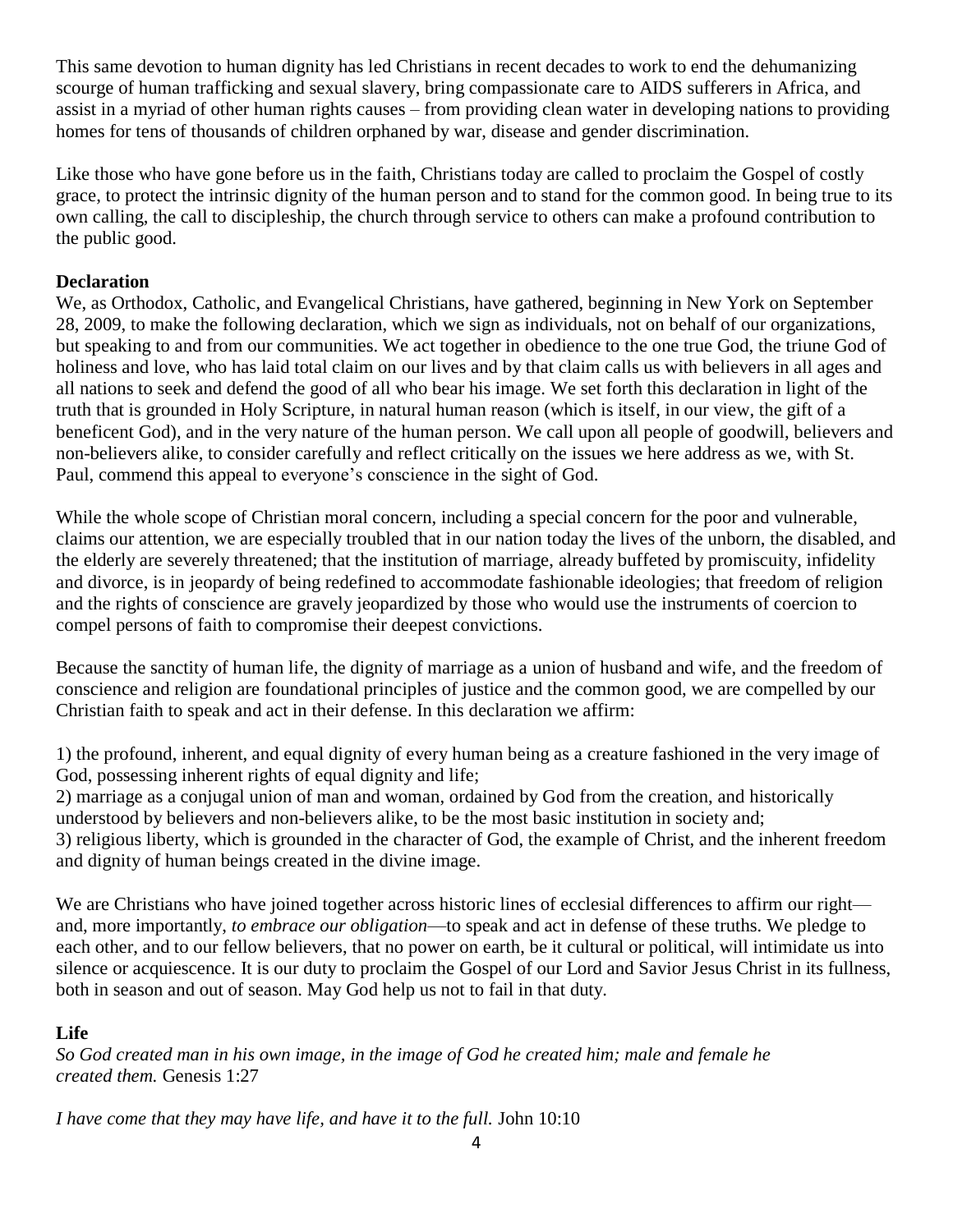This same devotion to human dignity has led Christians in recent decades to work to end the dehumanizing scourge of human trafficking and sexual slavery, bring compassionate care to AIDS sufferers in Africa, and assist in a myriad of other human rights causes – from providing clean water in developing nations to providing homes for tens of thousands of children orphaned by war, disease and gender discrimination.

Like those who have gone before us in the faith, Christians today are called to proclaim the Gospel of costly grace, to protect the intrinsic dignity of the human person and to stand for the common good. In being true to its own calling, the call to discipleship, the church through service to others can make a profound contribution to the public good.

**Declaration**

We, as Orthodox, Catholic, and Evangelical Christians, have gathered, beginning in New York on September 28, 2009, to make the following declaration, which we sign as individuals, not on behalf of our organizations, but speaking to and from our communities. We act together in obedience to the one true God, the triune God of holiness and love, who has laid total claim on our lives and by that claim calls us with believers in all ages and all nations to seek and defend the good of all who bear his image. We set forth this declaration in light of the truth that is grounded in Holy Scripture, in natural human reason (which is itself, in our view, the gift of a beneficent God), and in the very nature of the human person. We call upon all people of goodwill, believers and non-believers alike, to consider carefully and reflect critically on the issues we here address as we, with St. Paul, commend this appeal to everyone's conscience in the sight of God.

While the whole scope of Christian moral concern, including a special concern for the poor and vulnerable, claims our attention, we are especially troubled that in our nation today the lives of the unborn, the disabled, and the elderly are severely threatened; that the institution of marriage, already buffeted by promiscuity, infidelity and divorce, is in jeopardy of being redefined to accommodate fashionable ideologies; that freedom of religion and the rights of conscience are gravely jeopardized by those who would use the instruments of coercion to compel persons of faith to compromise their deepest convictions.

Because the sanctity of human life, the dignity of marriage as a union of husband and wife, and the freedom of conscience and religion are foundational principles of justice and the common good, we are compelled by our Christian faith to speak and act in their defense. In this declaration we affirm:

1) the profound, inherent, and equal dignity of every human being as a creature fashioned in the very image of God, possessing inherent rights of equal dignity and life;
2) marriage as a conjugal union of man and woman, ordained by God from the creation, and historically understood by believers and non-believers alike, to be the most basic institution in society and;
3) religious liberty, which is grounded in the character of God, the example of Christ, and the inherent freedom and dignity of human beings created in the divine image.

We are Christians who have joined together across historic lines of ecclesial differences to affirm our right—and, more importantly, *to embrace our obligation*—to speak and act in defense of these truths. We pledge to each other, and to our fellow believers, that no power on earth, be it cultural or political, will intimidate us into silence or acquiescence. It is our duty to proclaim the Gospel of our Lord and Savior Jesus Christ in its fullness, both in season and out of season. May God help us not to fail in that duty.

**Life**

*So God created man in his own image, in the image of God he created him; male and female he created them.* Genesis 1:27

*I have come that they may have life, and have it to the full.* John 10:10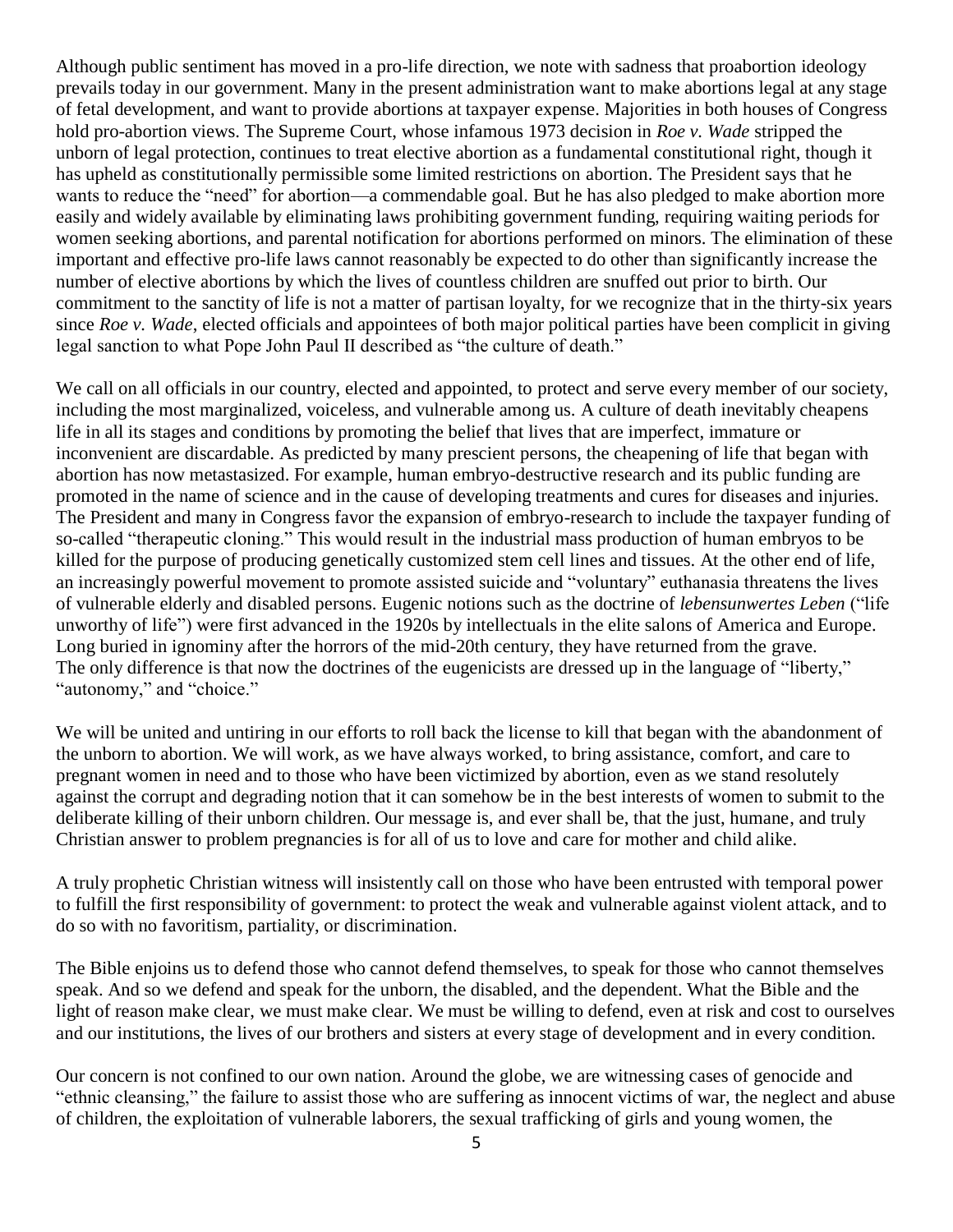Although public sentiment has moved in a pro-life direction, we note with sadness that proabortion ideology prevails today in our government. Many in the present administration want to make abortions legal at any stage of fetal development, and want to provide abortions at taxpayer expense. Majorities in both houses of Congress hold pro-abortion views. The Supreme Court, whose infamous 1973 decision in *Roe v. Wade* stripped the unborn of legal protection, continues to treat elective abortion as a fundamental constitutional right, though it has upheld as constitutionally permissible some limited restrictions on abortion. The President says that he wants to reduce the "need" for abortion—a commendable goal. But he has also pledged to make abortion more easily and widely available by eliminating laws prohibiting government funding, requiring waiting periods for women seeking abortions, and parental notification for abortions performed on minors. The elimination of these important and effective pro-life laws cannot reasonably be expected to do other than significantly increase the number of elective abortions by which the lives of countless children are snuffed out prior to birth. Our commitment to the sanctity of life is not a matter of partisan loyalty, for we recognize that in the thirty-six years since *Roe v. Wade*, elected officials and appointees of both major political parties have been complicit in giving legal sanction to what Pope John Paul II described as "the culture of death."

We call on all officials in our country, elected and appointed, to protect and serve every member of our society, including the most marginalized, voiceless, and vulnerable among us. A culture of death inevitably cheapens life in all its stages and conditions by promoting the belief that lives that are imperfect, immature or inconvenient are discardable. As predicted by many prescient persons, the cheapening of life that began with abortion has now metastasized. For example, human embryo-destructive research and its public funding are promoted in the name of science and in the cause of developing treatments and cures for diseases and injuries. The President and many in Congress favor the expansion of embryo-research to include the taxpayer funding of so-called "therapeutic cloning." This would result in the industrial mass production of human embryos to be killed for the purpose of producing genetically customized stem cell lines and tissues. At the other end of life, an increasingly powerful movement to promote assisted suicide and "voluntary" euthanasia threatens the lives of vulnerable elderly and disabled persons. Eugenic notions such as the doctrine of *lebensunwertes Leben* ("life unworthy of life") were first advanced in the 1920s by intellectuals in the elite salons of America and Europe. Long buried in ignominy after the horrors of the mid-20th century, they have returned from the grave. The only difference is that now the doctrines of the eugenicists are dressed up in the language of "liberty," "autonomy," and "choice."

We will be united and untiring in our efforts to roll back the license to kill that began with the abandonment of the unborn to abortion. We will work, as we have always worked, to bring assistance, comfort, and care to pregnant women in need and to those who have been victimized by abortion, even as we stand resolutely against the corrupt and degrading notion that it can somehow be in the best interests of women to submit to the deliberate killing of their unborn children. Our message is, and ever shall be, that the just, humane, and truly Christian answer to problem pregnancies is for all of us to love and care for mother and child alike.

A truly prophetic Christian witness will insistently call on those who have been entrusted with temporal power to fulfill the first responsibility of government: to protect the weak and vulnerable against violent attack, and to do so with no favoritism, partiality, or discrimination.

The Bible enjoins us to defend those who cannot defend themselves, to speak for those who cannot themselves speak. And so we defend and speak for the unborn, the disabled, and the dependent. What the Bible and the light of reason make clear, we must make clear. We must be willing to defend, even at risk and cost to ourselves and our institutions, the lives of our brothers and sisters at every stage of development and in every condition.

Our concern is not confined to our own nation. Around the globe, we are witnessing cases of genocide and "ethnic cleansing," the failure to assist those who are suffering as innocent victims of war, the neglect and abuse of children, the exploitation of vulnerable laborers, the sexual trafficking of girls and young women, the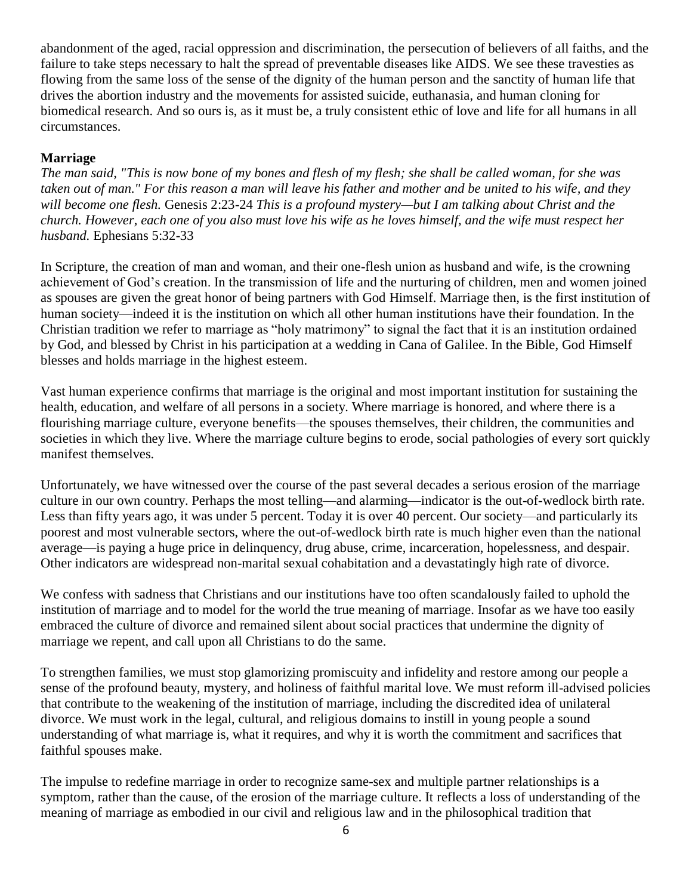abandonment of the aged, racial oppression and discrimination, the persecution of believers of all faiths, and the failure to take steps necessary to halt the spread of preventable diseases like AIDS. We see these travesties as flowing from the same loss of the sense of the dignity of the human person and the sanctity of human life that drives the abortion industry and the movements for assisted suicide, euthanasia, and human cloning for biomedical research. And so ours is, as it must be, a truly consistent ethic of love and life for all humans in all circumstances.

**Marriage**

*The man said, "This is now bone of my bones and flesh of my flesh; she shall be called woman, for she was taken out of man." For this reason a man will leave his father and mother and be united to his wife, and they will become one flesh.* Genesis 2:23-24 *This is a profound mystery—but I am talking about Christ and the church. However, each one of you also must love his wife as he loves himself, and the wife must respect her husband.* Ephesians 5:32-33

In Scripture, the creation of man and woman, and their one-flesh union as husband and wife, is the crowning achievement of God's creation. In the transmission of life and the nurturing of children, men and women joined as spouses are given the great honor of being partners with God Himself. Marriage then, is the first institution of human society—indeed it is the institution on which all other human institutions have their foundation. In the Christian tradition we refer to marriage as "holy matrimony" to signal the fact that it is an institution ordained by God, and blessed by Christ in his participation at a wedding in Cana of Galilee. In the Bible, God Himself blesses and holds marriage in the highest esteem.

Vast human experience confirms that marriage is the original and most important institution for sustaining the health, education, and welfare of all persons in a society. Where marriage is honored, and where there is a flourishing marriage culture, everyone benefits—the spouses themselves, their children, the communities and societies in which they live. Where the marriage culture begins to erode, social pathologies of every sort quickly manifest themselves.

Unfortunately, we have witnessed over the course of the past several decades a serious erosion of the marriage culture in our own country. Perhaps the most telling—and alarming—indicator is the out-of-wedlock birth rate. Less than fifty years ago, it was under 5 percent. Today it is over 40 percent. Our society—and particularly its poorest and most vulnerable sectors, where the out-of-wedlock birth rate is much higher even than the national average—is paying a huge price in delinquency, drug abuse, crime, incarceration, hopelessness, and despair. Other indicators are widespread non-marital sexual cohabitation and a devastatingly high rate of divorce.

We confess with sadness that Christians and our institutions have too often scandalously failed to uphold the institution of marriage and to model for the world the true meaning of marriage. Insofar as we have too easily embraced the culture of divorce and remained silent about social practices that undermine the dignity of marriage we repent, and call upon all Christians to do the same.

To strengthen families, we must stop glamorizing promiscuity and infidelity and restore among our people a sense of the profound beauty, mystery, and holiness of faithful marital love. We must reform ill-advised policies that contribute to the weakening of the institution of marriage, including the discredited idea of unilateral divorce. We must work in the legal, cultural, and religious domains to instill in young people a sound understanding of what marriage is, what it requires, and why it is worth the commitment and sacrifices that faithful spouses make.

The impulse to redefine marriage in order to recognize same-sex and multiple partner relationships is a symptom, rather than the cause, of the erosion of the marriage culture. It reflects a loss of understanding of the meaning of marriage as embodied in our civil and religious law and in the philosophical tradition that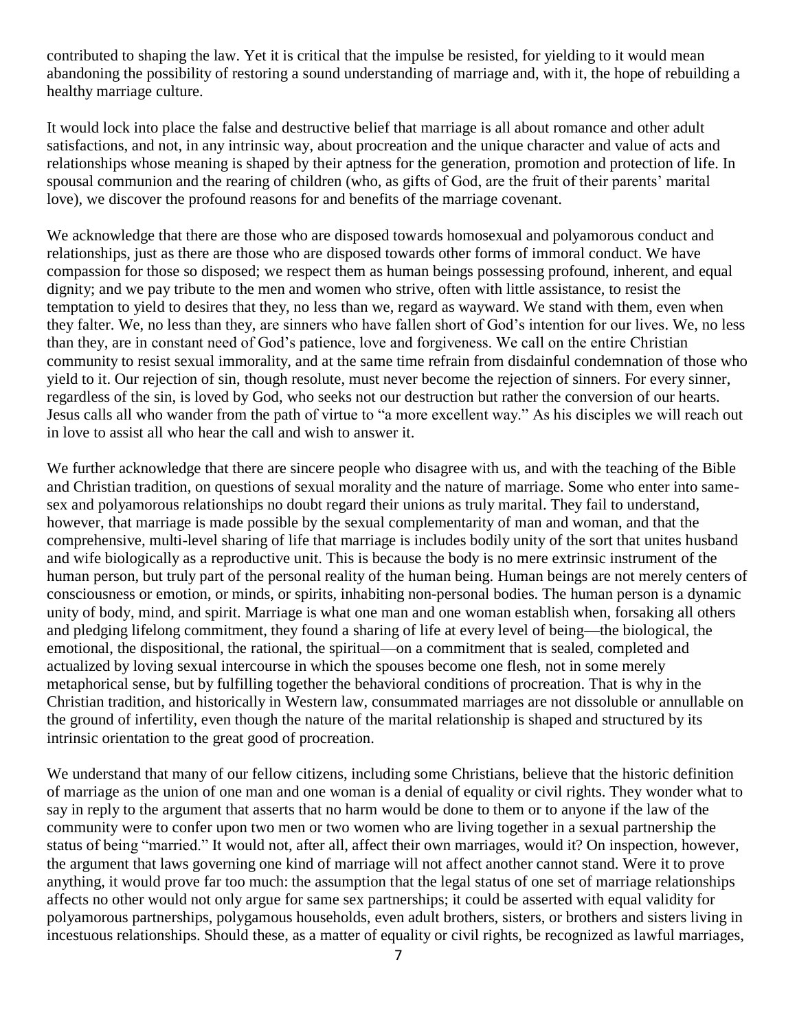contributed to shaping the law. Yet it is critical that the impulse be resisted, for yielding to it would mean abandoning the possibility of restoring a sound understanding of marriage and, with it, the hope of rebuilding a healthy marriage culture.

It would lock into place the false and destructive belief that marriage is all about romance and other adult satisfactions, and not, in any intrinsic way, about procreation and the unique character and value of acts and relationships whose meaning is shaped by their aptness for the generation, promotion and protection of life. In spousal communion and the rearing of children (who, as gifts of God, are the fruit of their parents' marital love), we discover the profound reasons for and benefits of the marriage covenant.

We acknowledge that there are those who are disposed towards homosexual and polyamorous conduct and relationships, just as there are those who are disposed towards other forms of immoral conduct. We have compassion for those so disposed; we respect them as human beings possessing profound, inherent, and equal dignity; and we pay tribute to the men and women who strive, often with little assistance, to resist the temptation to yield to desires that they, no less than we, regard as wayward. We stand with them, even when they falter. We, no less than they, are sinners who have fallen short of God's intention for our lives. We, no less than they, are in constant need of God's patience, love and forgiveness. We call on the entire Christian community to resist sexual immorality, and at the same time refrain from disdainful condemnation of those who yield to it. Our rejection of sin, though resolute, must never become the rejection of sinners. For every sinner, regardless of the sin, is loved by God, who seeks not our destruction but rather the conversion of our hearts. Jesus calls all who wander from the path of virtue to "a more excellent way." As his disciples we will reach out in love to assist all who hear the call and wish to answer it.

We further acknowledge that there are sincere people who disagree with us, and with the teaching of the Bible and Christian tradition, on questions of sexual morality and the nature of marriage. Some who enter into same-sex and polyamorous relationships no doubt regard their unions as truly marital. They fail to understand, however, that marriage is made possible by the sexual complementarity of man and woman, and that the comprehensive, multi-level sharing of life that marriage is includes bodily unity of the sort that unites husband and wife biologically as a reproductive unit. This is because the body is no mere extrinsic instrument of the human person, but truly part of the personal reality of the human being. Human beings are not merely centers of consciousness or emotion, or minds, or spirits, inhabiting non-personal bodies. The human person is a dynamic unity of body, mind, and spirit. Marriage is what one man and one woman establish when, forsaking all others and pledging lifelong commitment, they found a sharing of life at every level of being—the biological, the emotional, the dispositional, the rational, the spiritual—on a commitment that is sealed, completed and actualized by loving sexual intercourse in which the spouses become one flesh, not in some merely metaphorical sense, but by fulfilling together the behavioral conditions of procreation. That is why in the Christian tradition, and historically in Western law, consummated marriages are not dissoluble or annullable on the ground of infertility, even though the nature of the marital relationship is shaped and structured by its intrinsic orientation to the great good of procreation.

We understand that many of our fellow citizens, including some Christians, believe that the historic definition of marriage as the union of one man and one woman is a denial of equality or civil rights. They wonder what to say in reply to the argument that asserts that no harm would be done to them or to anyone if the law of the community were to confer upon two men or two women who are living together in a sexual partnership the status of being "married." It would not, after all, affect their own marriages, would it? On inspection, however, the argument that laws governing one kind of marriage will not affect another cannot stand. Were it to prove anything, it would prove far too much: the assumption that the legal status of one set of marriage relationships affects no other would not only argue for same sex partnerships; it could be asserted with equal validity for polyamorous partnerships, polygamous households, even adult brothers, sisters, or brothers and sisters living in incestuous relationships. Should these, as a matter of equality or civil rights, be recognized as lawful marriages,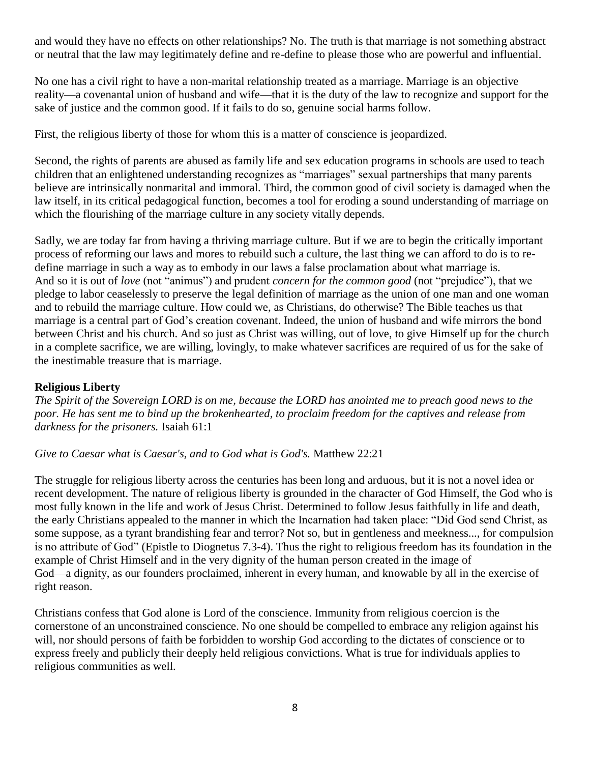and would they have no effects on other relationships? No. The truth is that marriage is not something abstract or neutral that the law may legitimately define and re-define to please those who are powerful and influential.

No one has a civil right to have a non-marital relationship treated as a marriage. Marriage is an objective reality—a covenantal union of husband and wife—that it is the duty of the law to recognize and support for the sake of justice and the common good. If it fails to do so, genuine social harms follow.

First, the religious liberty of those for whom this is a matter of conscience is jeopardized.

Second, the rights of parents are abused as family life and sex education programs in schools are used to teach children that an enlightened understanding recognizes as "marriages" sexual partnerships that many parents believe are intrinsically nonmarital and immoral. Third, the common good of civil society is damaged when the law itself, in its critical pedagogical function, becomes a tool for eroding a sound understanding of marriage on which the flourishing of the marriage culture in any society vitally depends.

Sadly, we are today far from having a thriving marriage culture. But if we are to begin the critically important process of reforming our laws and mores to rebuild such a culture, the last thing we can afford to do is to re-define marriage in such a way as to embody in our laws a false proclamation about what marriage is. And so it is out of *love* (not "animus") and prudent *concern for the common good* (not "prejudice"), that we pledge to labor ceaselessly to preserve the legal definition of marriage as the union of one man and one woman and to rebuild the marriage culture. How could we, as Christians, do otherwise? The Bible teaches us that marriage is a central part of God's creation covenant. Indeed, the union of husband and wife mirrors the bond between Christ and his church. And so just as Christ was willing, out of love, to give Himself up for the church in a complete sacrifice, we are willing, lovingly, to make whatever sacrifices are required of us for the sake of the inestimable treasure that is marriage.

**Religious Liberty**

*The Spirit of the Sovereign LORD is on me, because the LORD has anointed me to preach good news to the poor. He has sent me to bind up the brokenhearted, to proclaim freedom for the captives and release from darkness for the prisoners.* Isaiah 61:1

*Give to Caesar what is Caesar's, and to God what is God's.* Matthew 22:21

The struggle for religious liberty across the centuries has been long and arduous, but it is not a novel idea or recent development. The nature of religious liberty is grounded in the character of God Himself, the God who is most fully known in the life and work of Jesus Christ. Determined to follow Jesus faithfully in life and death, the early Christians appealed to the manner in which the Incarnation had taken place: "Did God send Christ, as some suppose, as a tyrant brandishing fear and terror? Not so, but in gentleness and meekness..., for compulsion is no attribute of God" (Epistle to Diognetus 7.3-4). Thus the right to religious freedom has its foundation in the example of Christ Himself and in the very dignity of the human person created in the image of God—a dignity, as our founders proclaimed, inherent in every human, and knowable by all in the exercise of right reason.

Christians confess that God alone is Lord of the conscience. Immunity from religious coercion is the cornerstone of an unconstrained conscience. No one should be compelled to embrace any religion against his will, nor should persons of faith be forbidden to worship God according to the dictates of conscience or to express freely and publicly their deeply held religious convictions. What is true for individuals applies to religious communities as well.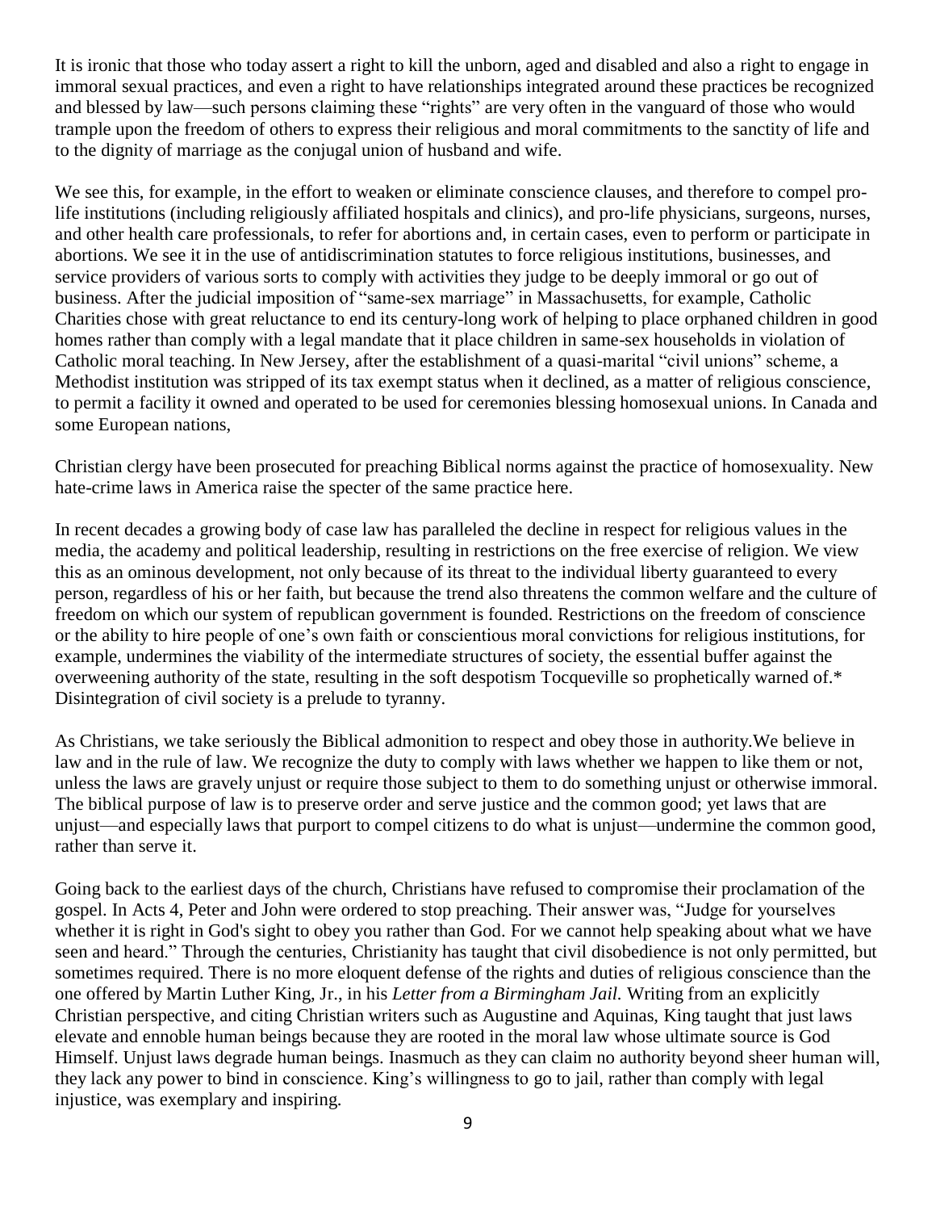It is ironic that those who today assert a right to kill the unborn, aged and disabled and also a right to engage in immoral sexual practices, and even a right to have relationships integrated around these practices be recognized and blessed by law—such persons claiming these "rights" are very often in the vanguard of those who would trample upon the freedom of others to express their religious and moral commitments to the sanctity of life and to the dignity of marriage as the conjugal union of husband and wife.

We see this, for example, in the effort to weaken or eliminate conscience clauses, and therefore to compel pro-life institutions (including religiously affiliated hospitals and clinics), and pro-life physicians, surgeons, nurses, and other health care professionals, to refer for abortions and, in certain cases, even to perform or participate in abortions. We see it in the use of antidiscrimination statutes to force religious institutions, businesses, and service providers of various sorts to comply with activities they judge to be deeply immoral or go out of business. After the judicial imposition of "same-sex marriage" in Massachusetts, for example, Catholic Charities chose with great reluctance to end its century-long work of helping to place orphaned children in good homes rather than comply with a legal mandate that it place children in same-sex households in violation of Catholic moral teaching. In New Jersey, after the establishment of a quasi-marital "civil unions" scheme, a Methodist institution was stripped of its tax exempt status when it declined, as a matter of religious conscience, to permit a facility it owned and operated to be used for ceremonies blessing homosexual unions. In Canada and some European nations,

Christian clergy have been prosecuted for preaching Biblical norms against the practice of homosexuality. New hate-crime laws in America raise the specter of the same practice here.

In recent decades a growing body of case law has paralleled the decline in respect for religious values in the media, the academy and political leadership, resulting in restrictions on the free exercise of religion. We view this as an ominous development, not only because of its threat to the individual liberty guaranteed to every person, regardless of his or her faith, but because the trend also threatens the common welfare and the culture of freedom on which our system of republican government is founded. Restrictions on the freedom of conscience or the ability to hire people of one's own faith or conscientious moral convictions for religious institutions, for example, undermines the viability of the intermediate structures of society, the essential buffer against the overweening authority of the state, resulting in the soft despotism Tocqueville so prophetically warned of.* Disintegration of civil society is a prelude to tyranny.

As Christians, we take seriously the Biblical admonition to respect and obey those in authority.We believe in law and in the rule of law. We recognize the duty to comply with laws whether we happen to like them or not, unless the laws are gravely unjust or require those subject to them to do something unjust or otherwise immoral. The biblical purpose of law is to preserve order and serve justice and the common good; yet laws that are unjust—and especially laws that purport to compel citizens to do what is unjust—undermine the common good, rather than serve it.

Going back to the earliest days of the church, Christians have refused to compromise their proclamation of the gospel. In Acts 4, Peter and John were ordered to stop preaching. Their answer was, "Judge for yourselves whether it is right in God's sight to obey you rather than God. For we cannot help speaking about what we have seen and heard." Through the centuries, Christianity has taught that civil disobedience is not only permitted, but sometimes required. There is no more eloquent defense of the rights and duties of religious conscience than the one offered by Martin Luther King, Jr., in his *Letter from a Birmingham Jail.* Writing from an explicitly Christian perspective, and citing Christian writers such as Augustine and Aquinas, King taught that just laws elevate and ennoble human beings because they are rooted in the moral law whose ultimate source is God Himself. Unjust laws degrade human beings. Inasmuch as they can claim no authority beyond sheer human will, they lack any power to bind in conscience. King's willingness to go to jail, rather than comply with legal injustice, was exemplary and inspiring.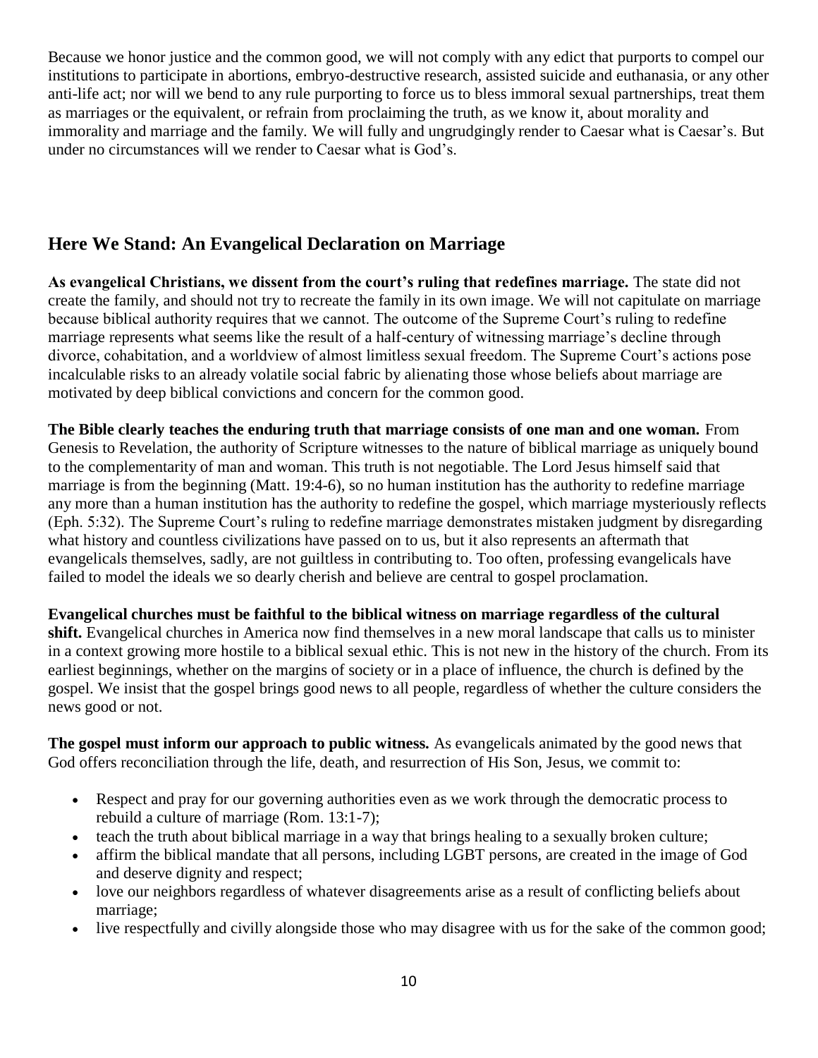Because we honor justice and the common good, we will not comply with any edict that purports to compel our institutions to participate in abortions, embryo-destructive research, assisted suicide and euthanasia, or any other anti-life act; nor will we bend to any rule purporting to force us to bless immoral sexual partnerships, treat them as marriages or the equivalent, or refrain from proclaiming the truth, as we know it, about morality and immorality and marriage and the family. We will fully and ungrudgingly render to Caesar what is Caesar's. But under no circumstances will we render to Caesar what is God's.

## Here We Stand: An Evangelical Declaration on Marriage

**As evangelical Christians, we dissent from the court's ruling that redefines marriage.** The state did not create the family, and should not try to recreate the family in its own image. We will not capitulate on marriage because biblical authority requires that we cannot. The outcome of the Supreme Court's ruling to redefine marriage represents what seems like the result of a half-century of witnessing marriage's decline through divorce, cohabitation, and a worldview of almost limitless sexual freedom. The Supreme Court's actions pose incalculable risks to an already volatile social fabric by alienating those whose beliefs about marriage are motivated by deep biblical convictions and concern for the common good.

**The Bible clearly teaches the enduring truth that marriage consists of one man and one woman.** From Genesis to Revelation, the authority of Scripture witnesses to the nature of biblical marriage as uniquely bound to the complementarity of man and woman. This truth is not negotiable. The Lord Jesus himself said that marriage is from the beginning (Matt. 19:4-6), so no human institution has the authority to redefine marriage any more than a human institution has the authority to redefine the gospel, which marriage mysteriously reflects (Eph. 5:32). The Supreme Court's ruling to redefine marriage demonstrates mistaken judgment by disregarding what history and countless civilizations have passed on to us, but it also represents an aftermath that evangelicals themselves, sadly, are not guiltless in contributing to. Too often, professing evangelicals have failed to model the ideals we so dearly cherish and believe are central to gospel proclamation.

**Evangelical churches must be faithful to the biblical witness on marriage regardless of the cultural shift.** Evangelical churches in America now find themselves in a new moral landscape that calls us to minister in a context growing more hostile to a biblical sexual ethic. This is not new in the history of the church. From its earliest beginnings, whether on the margins of society or in a place of influence, the church is defined by the gospel. We insist that the gospel brings good news to all people, regardless of whether the culture considers the news good or not.

**The gospel must inform our approach to public witness.** As evangelicals animated by the good news that God offers reconciliation through the life, death, and resurrection of His Son, Jesus, we commit to:

- Respect and pray for our governing authorities even as we work through the democratic process to rebuild a culture of marriage (Rom. 13:1-7);
- teach the truth about biblical marriage in a way that brings healing to a sexually broken culture;
- affirm the biblical mandate that all persons, including LGBT persons, are created in the image of God and deserve dignity and respect;
- love our neighbors regardless of whatever disagreements arise as a result of conflicting beliefs about marriage;
- live respectfully and civilly alongside those who may disagree with us for the sake of the common good;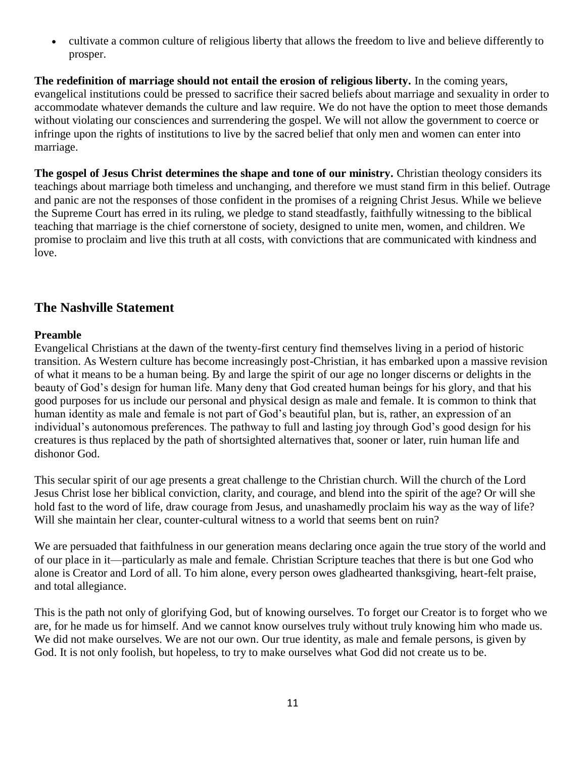- cultivate a common culture of religious liberty that allows the freedom to live and believe differently to prosper.

**The redefinition of marriage should not entail the erosion of religious liberty.** In the coming years, evangelical institutions could be pressed to sacrifice their sacred beliefs about marriage and sexuality in order to accommodate whatever demands the culture and law require. We do not have the option to meet those demands without violating our consciences and surrendering the gospel. We will not allow the government to coerce or infringe upon the rights of institutions to live by the sacred belief that only men and women can enter into marriage.

**The gospel of Jesus Christ determines the shape and tone of our ministry.** Christian theology considers its teachings about marriage both timeless and unchanging, and therefore we must stand firm in this belief. Outrage and panic are not the responses of those confident in the promises of a reigning Christ Jesus. While we believe the Supreme Court has erred in its ruling, we pledge to stand steadfastly, faithfully witnessing to the biblical teaching that marriage is the chief cornerstone of society, designed to unite men, women, and children. We promise to proclaim and live this truth at all costs, with convictions that are communicated with kindness and love.

## The Nashville Statement

### Preamble

Evangelical Christians at the dawn of the twenty-first century find themselves living in a period of historic transition. As Western culture has become increasingly post-Christian, it has embarked upon a massive revision of what it means to be a human being. By and large the spirit of our age no longer discerns or delights in the beauty of God's design for human life. Many deny that God created human beings for his glory, and that his good purposes for us include our personal and physical design as male and female. It is common to think that human identity as male and female is not part of God's beautiful plan, but is, rather, an expression of an individual's autonomous preferences. The pathway to full and lasting joy through God's good design for his creatures is thus replaced by the path of shortsighted alternatives that, sooner or later, ruin human life and dishonor God.

This secular spirit of our age presents a great challenge to the Christian church. Will the church of the Lord Jesus Christ lose her biblical conviction, clarity, and courage, and blend into the spirit of the age? Or will she hold fast to the word of life, draw courage from Jesus, and unashamedly proclaim his way as the way of life? Will she maintain her clear, counter-cultural witness to a world that seems bent on ruin?

We are persuaded that faithfulness in our generation means declaring once again the true story of the world and of our place in it—particularly as male and female. Christian Scripture teaches that there is but one God who alone is Creator and Lord of all. To him alone, every person owes gladhearted thanksgiving, heart-felt praise, and total allegiance.

This is the path not only of glorifying God, but of knowing ourselves. To forget our Creator is to forget who we are, for he made us for himself. And we cannot know ourselves truly without truly knowing him who made us. We did not make ourselves. We are not our own. Our true identity, as male and female persons, is given by God. It is not only foolish, but hopeless, to try to make ourselves what God did not create us to be.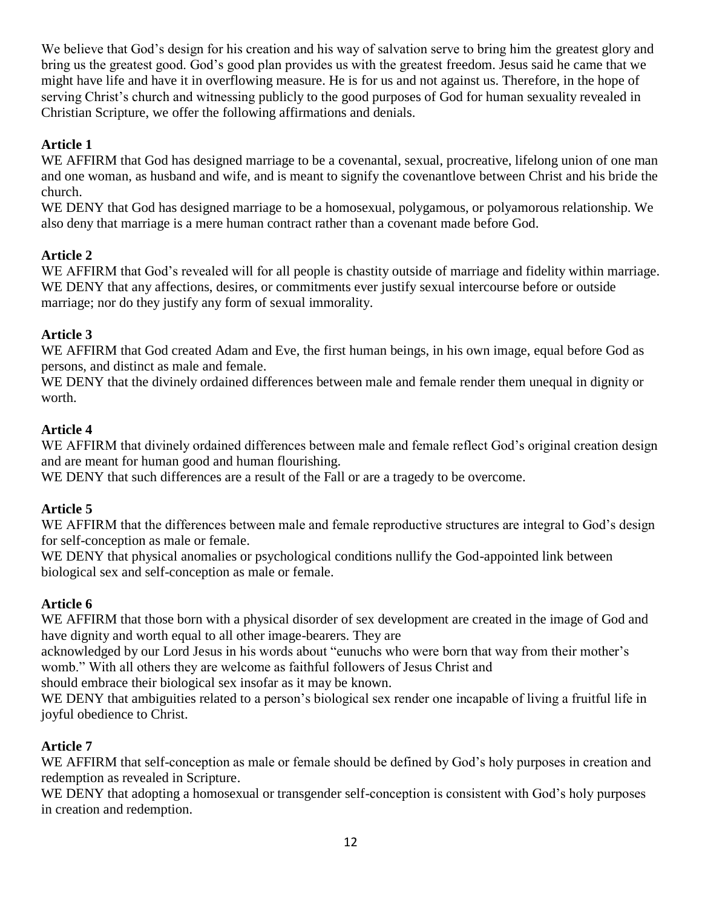We believe that God's design for his creation and his way of salvation serve to bring him the greatest glory and bring us the greatest good. God's good plan provides us with the greatest freedom. Jesus said he came that we might have life and have it in overflowing measure. He is for us and not against us. Therefore, in the hope of serving Christ's church and witnessing publicly to the good purposes of God for human sexuality revealed in Christian Scripture, we offer the following affirmations and denials.

**Article 1**

WE AFFIRM that God has designed marriage to be a covenantal, sexual, procreative, lifelong union of one man and one woman, as husband and wife, and is meant to signify the covenantlove between Christ and his bride the church.

WE DENY that God has designed marriage to be a homosexual, polygamous, or polyamorous relationship. We also deny that marriage is a mere human contract rather than a covenant made before God.

**Article 2**

WE AFFIRM that God's revealed will for all people is chastity outside of marriage and fidelity within marriage.

WE DENY that any affections, desires, or commitments ever justify sexual intercourse before or outside marriage; nor do they justify any form of sexual immorality.

**Article 3**

WE AFFIRM that God created Adam and Eve, the first human beings, in his own image, equal before God as persons, and distinct as male and female.

WE DENY that the divinely ordained differences between male and female render them unequal in dignity or worth.

**Article 4**

WE AFFIRM that divinely ordained differences between male and female reflect God's original creation design and are meant for human good and human flourishing.

WE DENY that such differences are a result of the Fall or are a tragedy to be overcome.

**Article 5**

WE AFFIRM that the differences between male and female reproductive structures are integral to God's design for self-conception as male or female.

WE DENY that physical anomalies or psychological conditions nullify the God-appointed link between biological sex and self-conception as male or female.

**Article 6**

WE AFFIRM that those born with a physical disorder of sex development are created in the image of God and have dignity and worth equal to all other image-bearers. They are acknowledged by our Lord Jesus in his words about "eunuchs who were born that way from their mother's womb." With all others they are welcome as faithful followers of Jesus Christ and should embrace their biological sex insofar as it may be known.

WE DENY that ambiguities related to a person's biological sex render one incapable of living a fruitful life in joyful obedience to Christ.

**Article 7**

WE AFFIRM that self-conception as male or female should be defined by God's holy purposes in creation and redemption as revealed in Scripture.

WE DENY that adopting a homosexual or transgender self-conception is consistent with God's holy purposes in creation and redemption.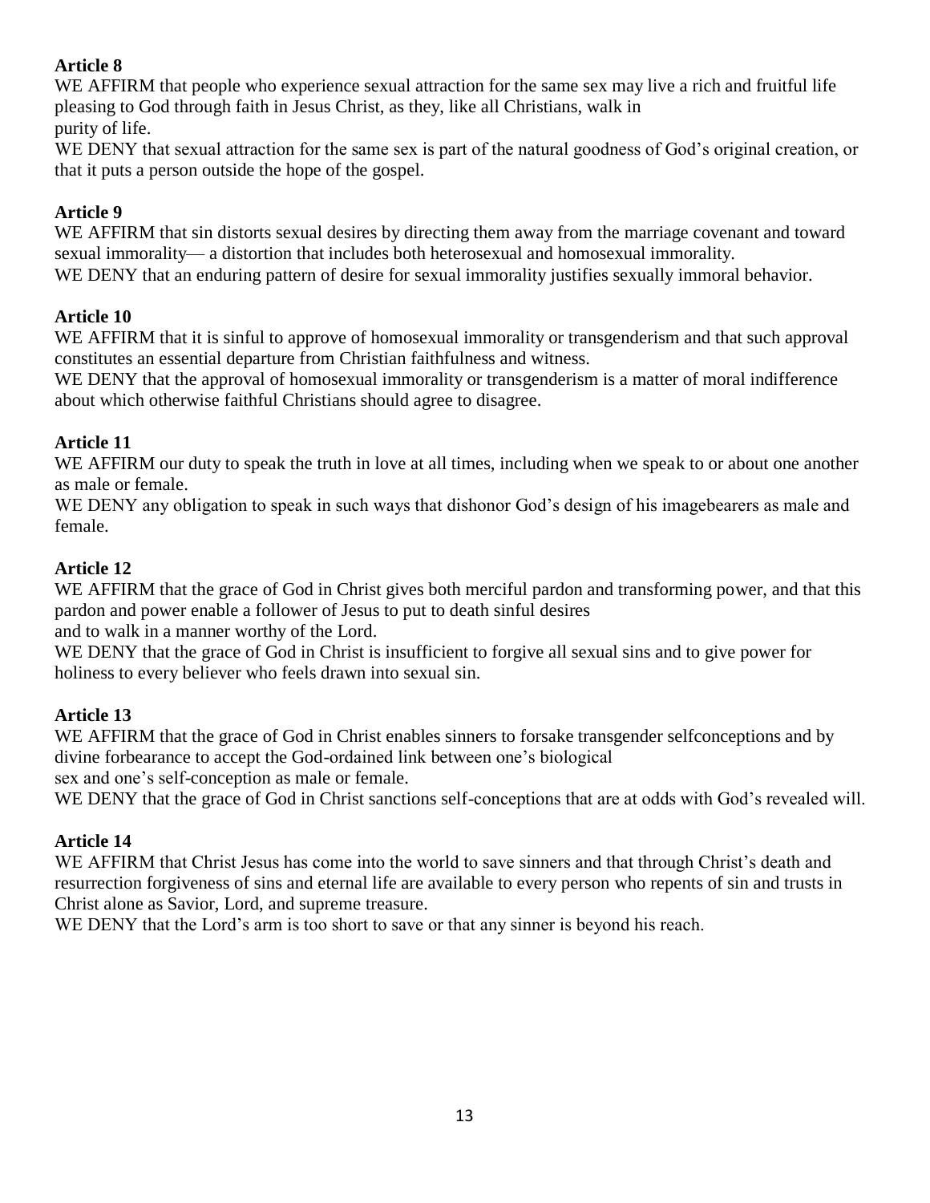**Article 8**

WE AFFIRM that people who experience sexual attraction for the same sex may live a rich and fruitful life pleasing to God through faith in Jesus Christ, as they, like all Christians, walk in purity of life.

WE DENY that sexual attraction for the same sex is part of the natural goodness of God's original creation, or that it puts a person outside the hope of the gospel.

**Article 9**

WE AFFIRM that sin distorts sexual desires by directing them away from the marriage covenant and toward sexual immorality— a distortion that includes both heterosexual and homosexual immorality.

WE DENY that an enduring pattern of desire for sexual immorality justifies sexually immoral behavior.

**Article 10**

WE AFFIRM that it is sinful to approve of homosexual immorality or transgenderism and that such approval constitutes an essential departure from Christian faithfulness and witness.

WE DENY that the approval of homosexual immorality or transgenderism is a matter of moral indifference about which otherwise faithful Christians should agree to disagree.

**Article 11**

WE AFFIRM our duty to speak the truth in love at all times, including when we speak to or about one another as male or female.

WE DENY any obligation to speak in such ways that dishonor God's design of his imagebearers as male and female.

**Article 12**

WE AFFIRM that the grace of God in Christ gives both merciful pardon and transforming power, and that this pardon and power enable a follower of Jesus to put to death sinful desires and to walk in a manner worthy of the Lord.

WE DENY that the grace of God in Christ is insufficient to forgive all sexual sins and to give power for holiness to every believer who feels drawn into sexual sin.

**Article 13**

WE AFFIRM that the grace of God in Christ enables sinners to forsake transgender selfconceptions and by divine forbearance to accept the God-ordained link between one's biological sex and one's self-conception as male or female.

WE DENY that the grace of God in Christ sanctions self-conceptions that are at odds with God's revealed will.

**Article 14**

WE AFFIRM that Christ Jesus has come into the world to save sinners and that through Christ's death and resurrection forgiveness of sins and eternal life are available to every person who repents of sin and trusts in Christ alone as Savior, Lord, and supreme treasure.

WE DENY that the Lord's arm is too short to save or that any sinner is beyond his reach.